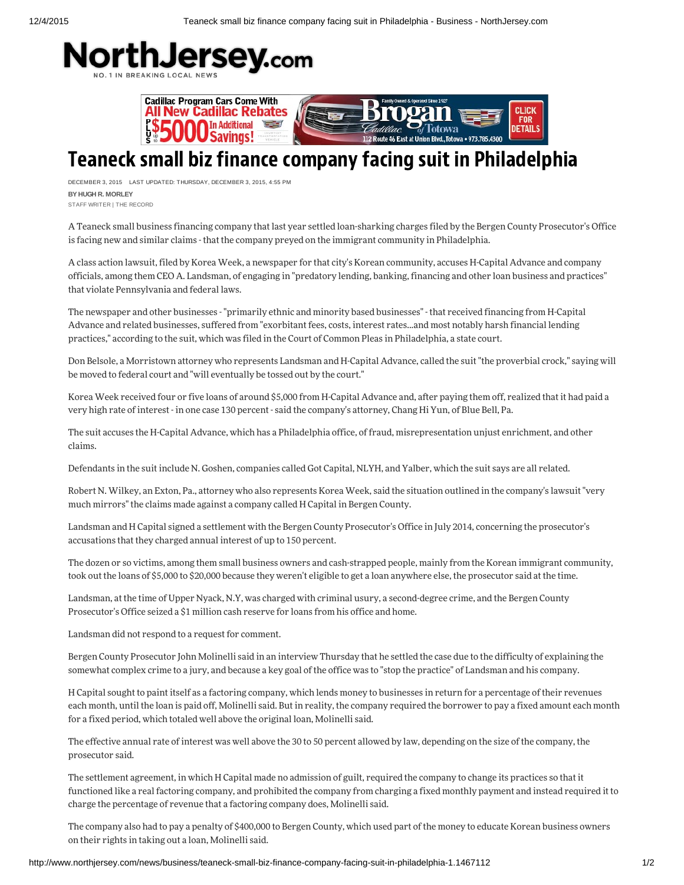# Teaneck small biz finance company facing suit in Philadelphia

DECEMBER 3, 2015 LAST UPDATED: THURSDAY, DECEMBER 3, 2015, 4:55 PM

**BY HUGH R. MORLEY**

STAFF WRITER | THE RECORD

A Teaneck small business financing company that last year settled loan-sharking charges filed by the Bergen County Prosecutor's Office is facing new and similar claims - that the company preyed on the immigrant community in Philadelphia.

A class action lawsuit, filed by Korea Week, a newspaper for that city's Korean community, accuses H-Capital Advance and company officials, among them CEO A. Landsman, of engaging in "predatory lending, banking, financing and other loan business and practices" that violate Pennsylvania and federal laws.

The newspaper and other businesses - "primarily ethnic and minority based businesses" - that received financing from H-Capital Advance and related businesses, suffered from "exorbitant fees, costs, interest rates...and most notably harsh financial lending practices," according to the suit, which was filed in the Court of Common Pleas in Philadelphia, a state court.

Don Belsole, a Morristown attorney who represents Landsman and H-Capital Advance, called the suit "the proverbial crock," saying will be moved to federal court and "will eventually be tossed out by the court."

Korea Week received four or five loans of around $5,000 from H-Capital Advance and, after paying them off, realized that it had paid a very high rate of interest - in one case 130 percent - said the company's attorney, Chang Hi Yun, of Blue Bell, Pa.

The suit accuses the H-Capital Advance, which has a Philadelphia office, of fraud, misrepresentation unjust enrichment, and other claims.

Defendants in the suit include N. Goshen, companies called Got Capital, NLYH, and Yalber, which the suit says are all related.

Robert N. Wilkey, an Exton, Pa., attorney who also represents Korea Week, said the situation outlined in the company's lawsuit "very much mirrors" the claims made against a company called H Capital in Bergen County.

Landsman and H Capital signed a settlement with the Bergen County Prosecutor's Office in July 2014, concerning the prosecutor's accusations that they charged annual interest of up to 150 percent.

The dozen or so victims, among them small business owners and cash-strapped people, mainly from the Korean immigrant community, took out the loans of $5,000 to $20,000 because they weren't eligible to get a loan anywhere else, the prosecutor said at the time.

Landsman, at the time of Upper Nyack, N.Y, was charged with criminal usury, a second-degree crime, and the Bergen County Prosecutor's Office seized a $1 million cash reserve for loans from his office and home.

Landsman did not respond to a request for comment.

Bergen County Prosecutor John Molinelli said in an interview Thursday that he settled the case due to the difficulty of explaining the somewhat complex crime to a jury, and because a key goal of the office was to "stop the practice" of Landsman and his company.

H Capital sought to paint itself as a factoring company, which lends money to businesses in return for a percentage of their revenues each month, until the loan is paid off, Molinelli said. But in reality, the company required the borrower to pay a fixed amount each month for a fixed period, which totaled well above the original loan, Molinelli said.

The effective annual rate of interest was well above the 30 to 50 percent allowed by law, depending on the size of the company, the prosecutor said.

The settlement agreement, in which H Capital made no admission of guilt, required the company to change its practices so that it functioned like a real factoring company, and prohibited the company from charging a fixed monthly payment and instead required it to charge the percentage of revenue that a factoring company does, Molinelli said.

The company also had to pay a penalty of $400,000 to Bergen County, which used part of the money to educate Korean business owners on their rights in taking out a loan, Molinelli said.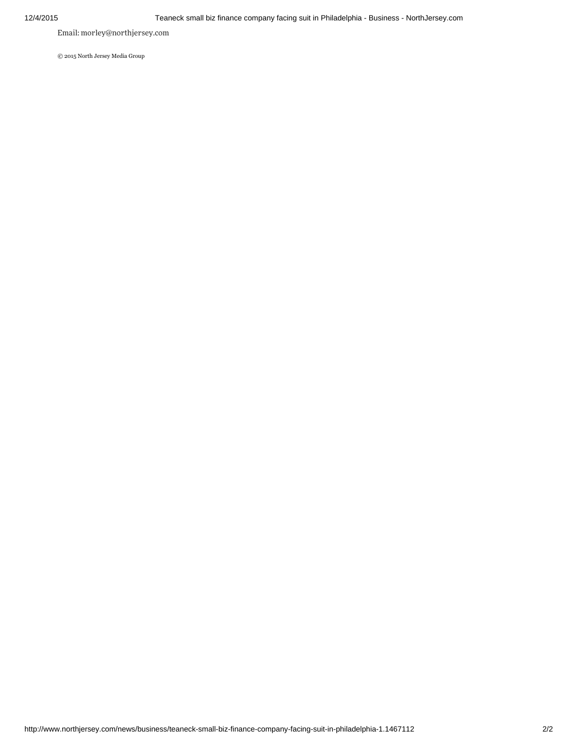Email: morley@northjersey.com

© 2015 North Jersey Media Group